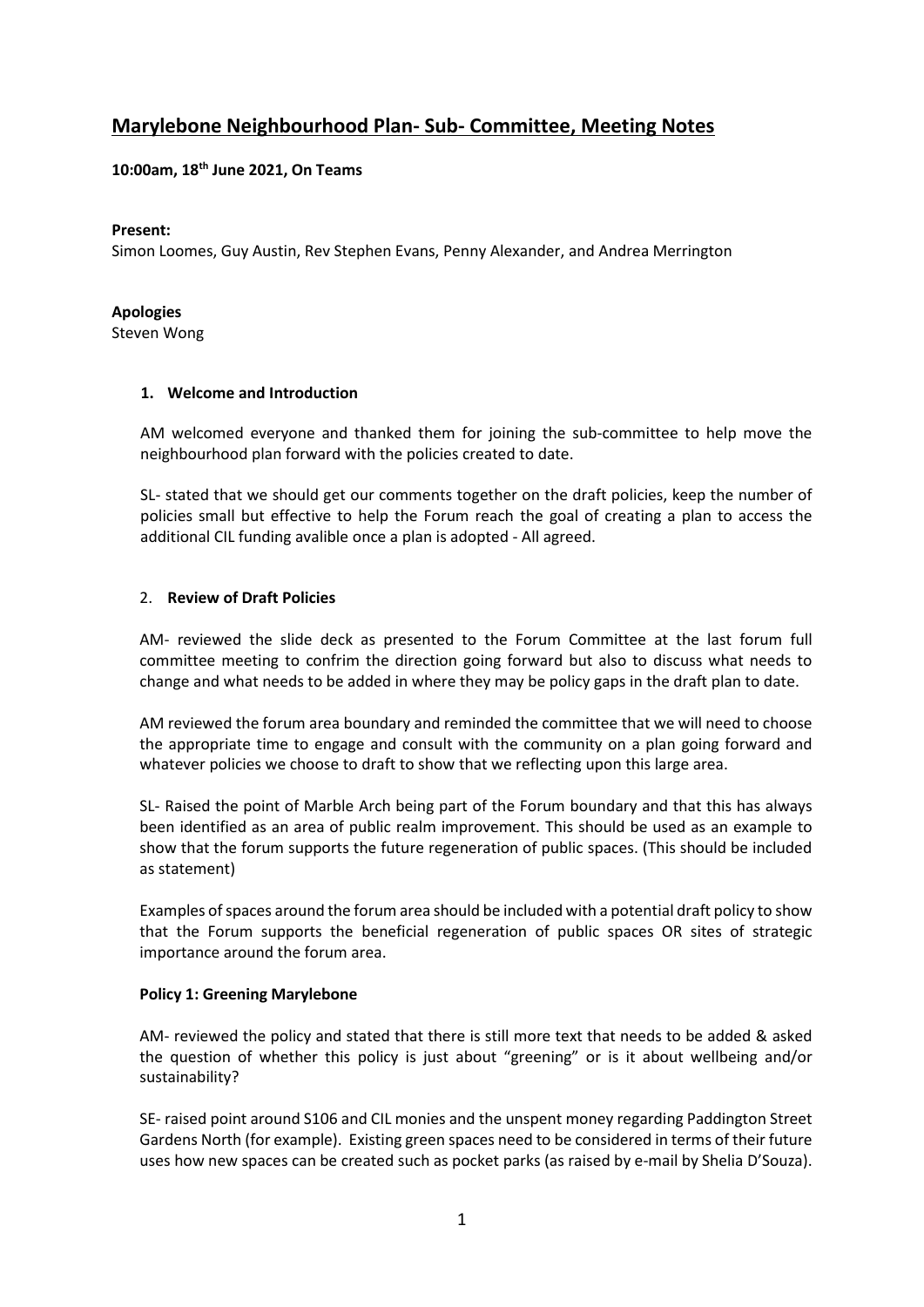# Marylebone Neighbourhood Plan- Sub- Committee, Meeting Notes

**10:00am, 18th June 2021, On Teams**

**Present:**
Simon Loomes, Guy Austin, Rev Stephen Evans, Penny Alexander, and Andrea Merrington

**Apologies**
Steven Wong

## 1. Welcome and Introduction

AM welcomed everyone and thanked them for joining the sub-committee to help move the neighbourhood plan forward with the policies created to date.

SL- stated that we should get our comments together on the draft policies, keep the number of policies small but effective to help the Forum reach the goal of creating a plan to access the additional CIL funding avalible once a plan is adopted - All agreed.

## 2. Review of Draft Policies

AM- reviewed the slide deck as presented to the Forum Committee at the last forum full committee meeting to confrim the direction going forward but also to discuss what needs to change and what needs to be added in where they may be policy gaps in the draft plan to date.

AM reviewed the forum area boundary and reminded the committee that we will need to choose the appropriate time to engage and consult with the community on a plan going forward and whatever policies we choose to draft to show that we reflecting upon this large area.

SL- Raised the point of Marble Arch being part of the Forum boundary and that this has always been identified as an area of public realm improvement. This should be used as an example to show that the forum supports the future regeneration of public spaces. (This should be included as statement)

Examples of spaces around the forum area should be included with a potential draft policy to show that the Forum supports the beneficial regeneration of public spaces OR sites of strategic importance around the forum area.

### Policy 1: Greening Marylebone

AM- reviewed the policy and stated that there is still more text that needs to be added & asked the question of whether this policy is just about "greening" or is it about wellbeing and/or sustainability?

SE- raised point around S106 and CIL monies and the unspent money regarding Paddington Street Gardens North (for example). Existing green spaces need to be considered in terms of their future uses how new spaces can be created such as pocket parks (as raised by e-mail by Shelia D'Souza).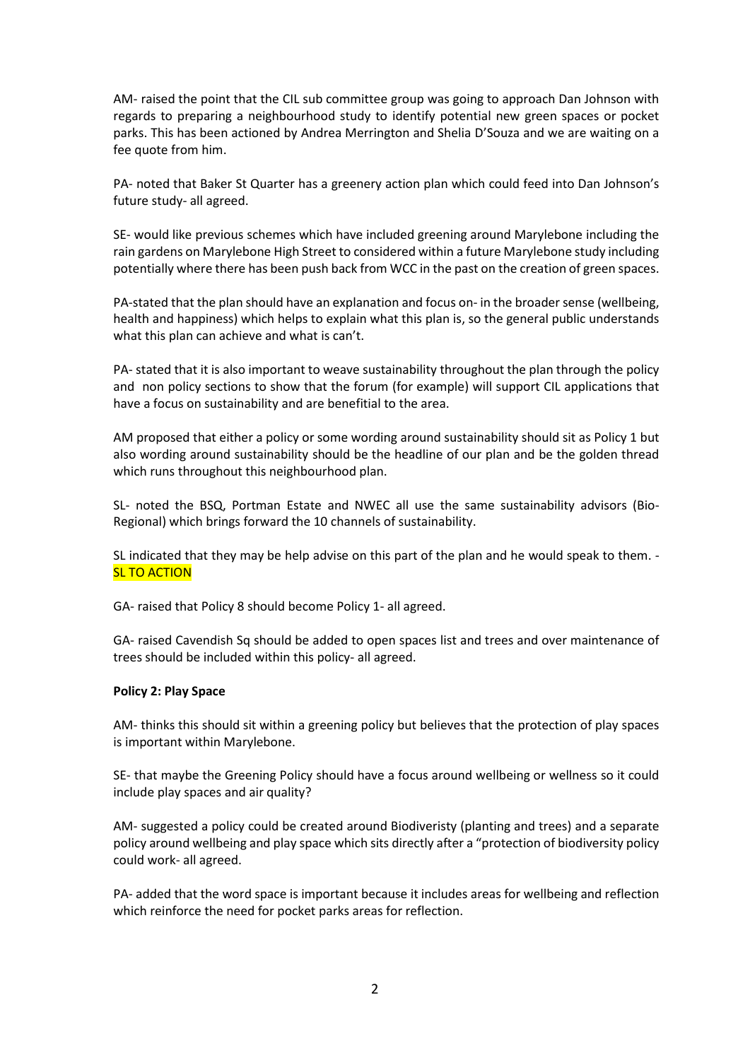AM- raised the point that the CIL sub committee group was going to approach Dan Johnson with regards to preparing a neighbourhood study to identify potential new green spaces or pocket parks. This has been actioned by Andrea Merrington and Shelia D'Souza and we are waiting on a fee quote from him.

PA- noted that Baker St Quarter has a greenery action plan which could feed into Dan Johnson's future study- all agreed.

SE- would like previous schemes which have included greening around Marylebone including the rain gardens on Marylebone High Street to considered within a future Marylebone study including potentially where there has been push back from WCC in the past on the creation of green spaces.

PA-stated that the plan should have an explanation and focus on- in the broader sense (wellbeing, health and happiness) which helps to explain what this plan is, so the general public understands what this plan can achieve and what is can't.

PA- stated that it is also important to weave sustainability throughout the plan through the policy and non policy sections to show that the forum (for example) will support CIL applications that have a focus on sustainability and are benefitial to the area.

AM proposed that either a policy or some wording around sustainability should sit as Policy 1 but also wording around sustainability should be the headline of our plan and be the golden thread which runs throughout this neighbourhood plan.

SL- noted the BSQ, Portman Estate and NWEC all use the same sustainability advisors (Bio-Regional) which brings forward the 10 channels of sustainability.

SL indicated that they may be help advise on this part of the plan and he would speak to them. - SL TO ACTION

GA- raised that Policy 8 should become Policy 1- all agreed.

GA- raised Cavendish Sq should be added to open spaces list and trees and over maintenance of trees should be included within this policy- all agreed.

**Policy 2: Play Space**

AM- thinks this should sit within a greening policy but believes that the protection of play spaces is important within Marylebone.

SE- that maybe the Greening Policy should have a focus around wellbeing or wellness so it could include play spaces and air quality?

AM- suggested a policy could be created around Biodiveristy (planting and trees) and a separate policy around wellbeing and play space which sits directly after a "protection of biodiversity policy could work- all agreed.

PA- added that the word space is important because it includes areas for wellbeing and reflection which reinforce the need for pocket parks areas for reflection.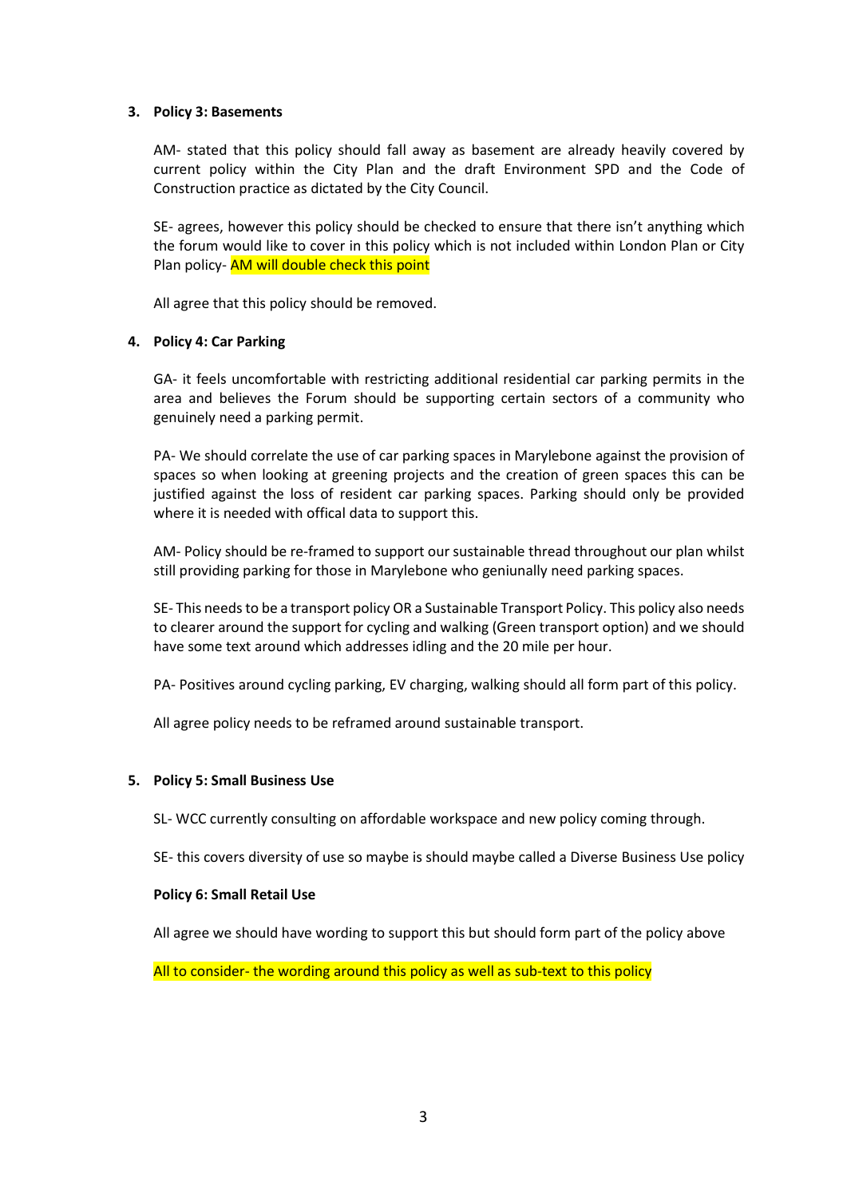**3. Policy 3: Basements**

AM- stated that this policy should fall away as basement are already heavily covered by current policy within the City Plan and the draft Environment SPD and the Code of Construction practice as dictated by the City Council.

SE- agrees, however this policy should be checked to ensure that there isn't anything which the forum would like to cover in this policy which is not included within London Plan or City Plan policy- AM will double check this point

All agree that this policy should be removed.

**4. Policy 4: Car Parking**

GA- it feels uncomfortable with restricting additional residential car parking permits in the area and believes the Forum should be supporting certain sectors of a community who genuinely need a parking permit.

PA- We should correlate the use of car parking spaces in Marylebone against the provision of spaces so when looking at greening projects and the creation of green spaces this can be justified against the loss of resident car parking spaces. Parking should only be provided where it is needed with offical data to support this.

AM- Policy should be re-framed to support our sustainable thread throughout our plan whilst still providing parking for those in Marylebone who geniunally need parking spaces.

SE- This needs to be a transport policy OR a Sustainable Transport Policy. This policy also needs to clearer around the support for cycling and walking (Green transport option) and we should have some text around which addresses idling and the 20 mile per hour.

PA- Positives around cycling parking, EV charging, walking should all form part of this policy.

All agree policy needs to be reframed around sustainable transport.

**5. Policy 5: Small Business Use**

SL- WCC currently consulting on affordable workspace and new policy coming through.

SE- this covers diversity of use so maybe is should maybe called a Diverse Business Use policy

**Policy 6: Small Retail Use**

All agree we should have wording to support this but should form part of the policy above

All to consider- the wording around this policy as well as sub-text to this policy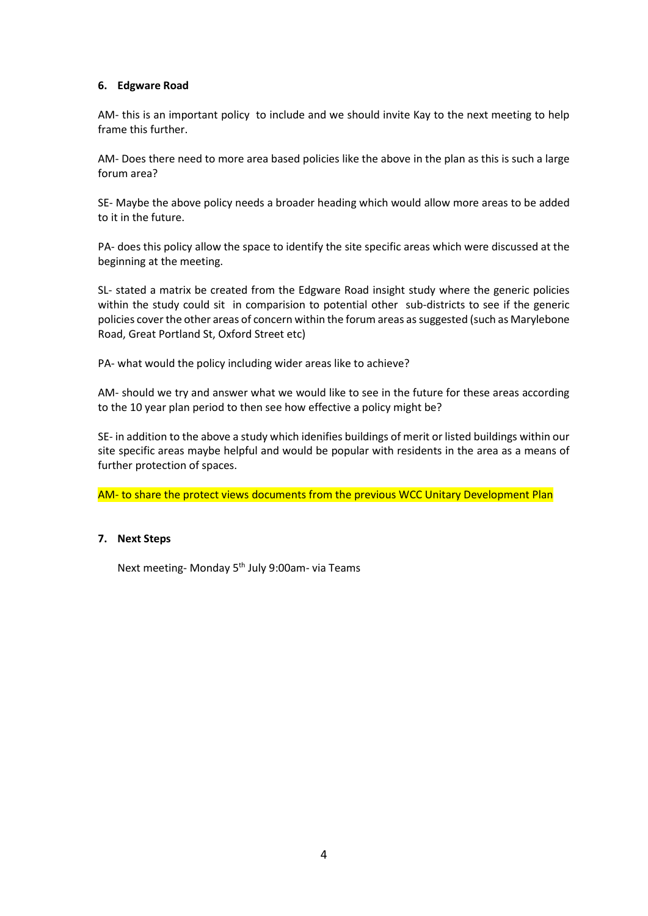### 6. Edgware Road

AM- this is an important policy to include and we should invite Kay to the next meeting to help frame this further.

AM- Does there need to more area based policies like the above in the plan as this is such a large forum area?

SE- Maybe the above policy needs a broader heading which would allow more areas to be added to it in the future.

PA- does this policy allow the space to identify the site specific areas which were discussed at the beginning at the meeting.

SL- stated a matrix be created from the Edgware Road insight study where the generic policies within the study could sit in comparision to potential other sub-districts to see if the generic policies cover the other areas of concern within the forum areas as suggested (such as Marylebone Road, Great Portland St, Oxford Street etc)

PA- what would the policy including wider areas like to achieve?

AM- should we try and answer what we would like to see in the future for these areas according to the 10 year plan period to then see how effective a policy might be?

SE- in addition to the above a study which idenifies buildings of merit or listed buildings within our site specific areas maybe helpful and would be popular with residents in the area as a means of further protection of spaces.

AM- to share the protect views documents from the previous WCC Unitary Development Plan

### 7. Next Steps

Next meeting- Monday 5th July 9:00am- via Teams